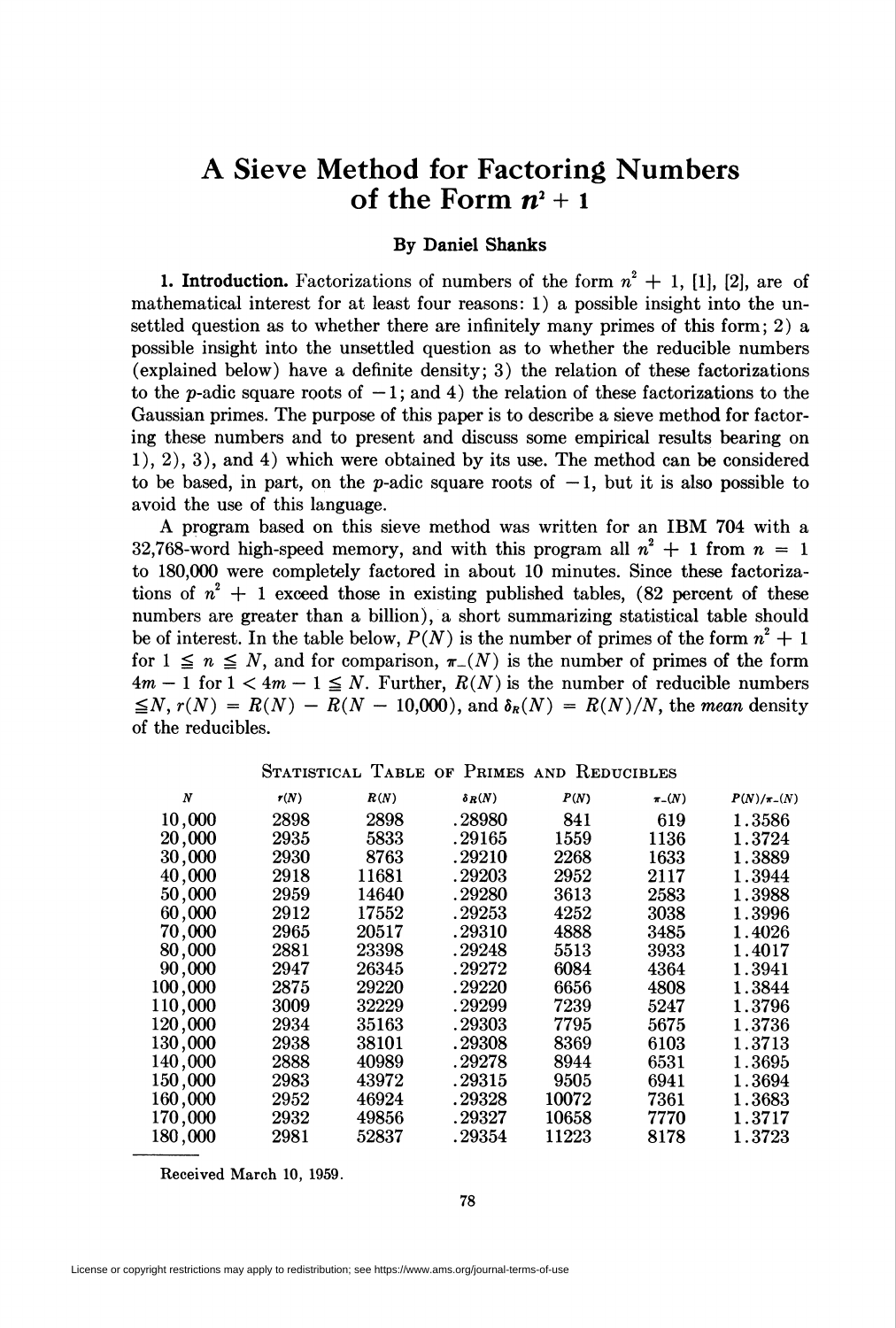# A Sieve Method for Factoring Numbers of the Form $n^2 + 1$

**By Daniel Shanks**

**1. Introduction.** Factorizations of numbers of the form $n^2 + 1$, [1], [2], are of mathematical interest for at least four reasons: 1) a possible insight into the unsettled question as to whether there are infinitely many primes of this form; 2) a possible insight into the unsettled question as to whether the reducible numbers (explained below) have a definite density; 3) the relation of these factorizations to the $p$-adic square roots of $-1$; and 4) the relation of these factorizations to the Gaussian primes. The purpose of this paper is to describe a sieve method for factoring these numbers and to present and discuss some empirical results bearing on 1), 2), 3), and 4) which were obtained by its use. The method can be considered to be based, in part, on the $p$-adic square roots of $-1$, but it is also possible to avoid the use of this language.

A program based on this sieve method was written for an IBM 704 with a 32,768-word high-speed memory, and with this program all $n^2 + 1$ from $n = 1$ to 180,000 were completely factored in about 10 minutes. Since these factorizations of $n^2 + 1$ exceed those in existing published tables, (82 percent of these numbers are greater than a billion), a short summarizing statistical table should be of interest. In the table below, $P(N)$ is the number of primes of the form $n^2 + 1$ for $1 \leqq n \leqq N$, and for comparison, $\pi_{-}(N)$ is the number of primes of the form $4m - 1$ for $1 < 4m - 1 \leqq N$. Further, $R(N)$ is the number of reducible numbers $\leqq N$, $r(N) = R(N) - R(N - 10{,}000)$, and $\delta_R(N) = R(N)/N$, the *mean* density of the reducibles.

Statistical Table of Primes and Reducibles

| $N$ | $r(N)$ | $R(N)$ | $\delta_R(N)$ | $P(N)$ | $\pi_{-}(N)$ | $P(N)/\pi_{-}(N)$ |
|---|---|---|---|---|---|---|
| 10,000 | 2898 | 2898 | .28980 | 841 | 619 | 1.3586 |
| 20,000 | 2935 | 5833 | .29165 | 1559 | 1136 | 1.3724 |
| 30,000 | 2930 | 8763 | .29210 | 2268 | 1633 | 1.3889 |
| 40,000 | 2918 | 11681 | .29203 | 2952 | 2117 | 1.3944 |
| 50,000 | 2959 | 14640 | .29280 | 3613 | 2583 | 1.3988 |
| 60,000 | 2912 | 17552 | .29253 | 4252 | 3038 | 1.3996 |
| 70,000 | 2965 | 20517 | .29310 | 4888 | 3485 | 1.4026 |
| 80,000 | 2881 | 23398 | .29248 | 5513 | 3933 | 1.4017 |
| 90,000 | 2947 | 26345 | .29272 | 6084 | 4364 | 1.3941 |
| 100,000 | 2875 | 29220 | .29220 | 6656 | 4808 | 1.3844 |
| 110,000 | 3009 | 32229 | .29299 | 7239 | 5247 | 1.3796 |
| 120,000 | 2934 | 35163 | .29303 | 7795 | 5675 | 1.3736 |
| 130,000 | 2938 | 38101 | .29308 | 8369 | 6103 | 1.3713 |
| 140,000 | 2888 | 40989 | .29278 | 8944 | 6531 | 1.3695 |
| 150,000 | 2983 | 43972 | .29315 | 9505 | 6941 | 1.3694 |
| 160,000 | 2952 | 46924 | .29328 | 10072 | 7361 | 1.3683 |
| 170,000 | 2932 | 49856 | .29327 | 10658 | 7770 | 1.3717 |
| 180,000 | 2981 | 52837 | .29354 | 11223 | 8178 | 1.3723 |

Received March 10, 1959.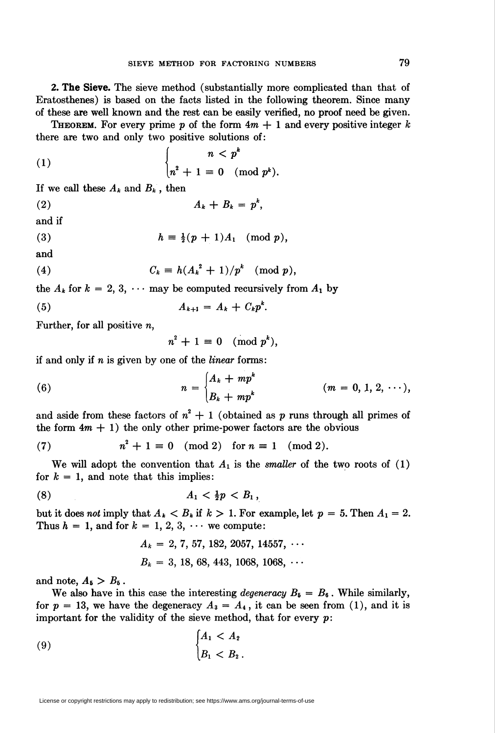**2. The Sieve.** The sieve method (substantially more complicated than that of Eratosthenes) is based on the facts listed in the following theorem. Since many of these are well known and the rest can be easily verified, no proof need be given.

THEOREM. For every prime $p$ of the form $4m + 1$ and every positive integer $k$ there are two and only two positive solutions of:

$$\begin{cases} n < p^k \\ n^2 + 1 \equiv 0 \pmod{p^k}. \end{cases} \tag{1}$$

If we call these $A_k$ and $B_k$, then

$$A_k + B_k = p^k, \tag{2}$$

and if

$$h \equiv \tfrac{1}{2}(p + 1)A_1 \pmod{p}, \tag{3}$$

and

$$C_k \equiv h(A_k^2 + 1)/p^k \pmod{p}, \tag{4}$$

the $A_k$ for $k = 2, 3, \cdots$ may be computed recursively from $A_1$ by

$$A_{k+1} = A_k + C_k p^k. \tag{5}$$

Further, for all positive $n$,

$$n^2 + 1 \equiv 0 \pmod{p^k},$$

if and only if $n$ is given by one of the *linear* forms:

$$n = \begin{cases} A_k + mp^k \\ B_k + mp^k \end{cases} \qquad (m = 0, 1, 2, \cdots), \tag{6}$$

and aside from these factors of $n^2 + 1$ (obtained as $p$ runs through all primes of the form $4m + 1$) the only other prime-power factors are the obvious

$$n^2 + 1 \equiv 0 \pmod{2} \quad \text{for } n \equiv 1 \pmod{2}. \tag{7}$$

We will adopt the convention that $A_1$ is the *smaller* of the two roots of (1) for $k = 1$, and note that this implies:

$$A_1 < \tfrac{1}{2}p < B_1, \tag{8}$$

but it does *not* imply that $A_k < B_k$ if $k > 1$. For example, let $p = 5$. Then $A_1 = 2$. Thus $h = 1$, and for $k = 1, 2, 3, \cdots$ we compute:

$$A_k = 2, 7, 57, 182, 2057, 14557, \cdots$$

$$B_k = 3, 18, 68, 443, 1068, 1068, \cdots$$

and note, $A_5 > B_5$.

We also have in this case the interesting *degeneracy* $B_5 = B_6$. While similarly, for $p = 13$, we have the degeneracy $A_3 = A_4$, it can be seen from (1), and it is important for the validity of the sieve method, that for every $p$:

$$\begin{cases} A_1 < A_2 \\ B_1 < B_2. \end{cases} \tag{9}$$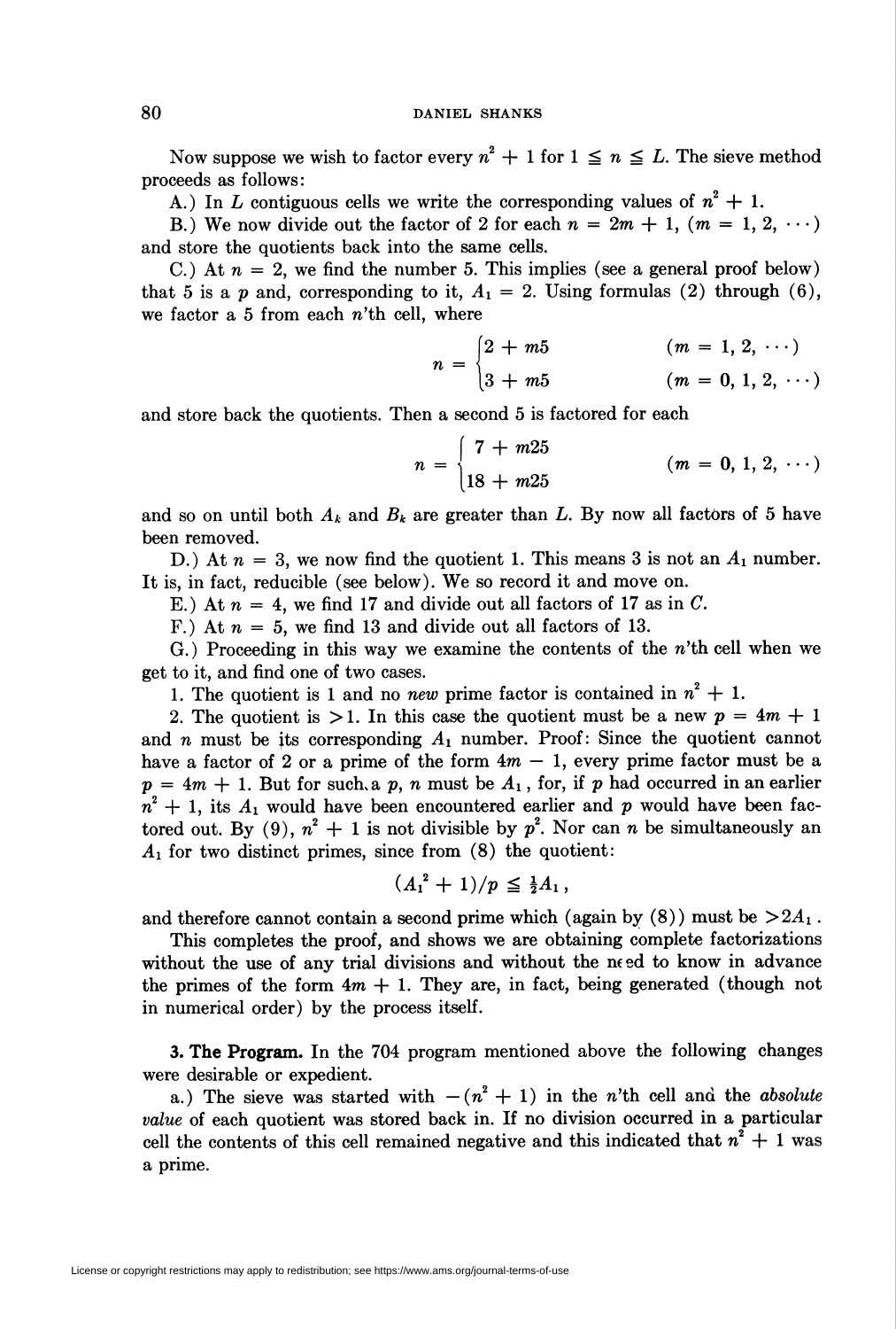Now suppose we wish to factor every $n^2 + 1$ for $1 \leqq n \leqq L$. The sieve method proceeds as follows:

A.) In $L$ contiguous cells we write the corresponding values of $n^2 + 1$.

B.) We now divide out the factor of 2 for each $n = 2m + 1$, $(m = 1, 2, \cdots)$ and store the quotients back into the same cells.

C.) At $n = 2$, we find the number 5. This implies (see a general proof below) that 5 is a $p$ and, corresponding to it, $A_1 = 2$. Using formulas (2) through (6), we factor a 5 from each $n$'th cell, where

$$n = \begin{cases} 2 + m5 & (m = 1, 2, \cdots) \\ 3 + m5 & (m = 0, 1, 2, \cdots) \end{cases}$$

and store back the quotients. Then a second 5 is factored for each

$$n = \begin{cases} 7 + m25 \\ 18 + m25 \end{cases} \qquad (m = 0, 1, 2, \cdots)$$

and so on until both $A_k$ and $B_k$ are greater than $L$. By now all factors of 5 have been removed.

D.) At $n = 3$, we now find the quotient 1. This means 3 is not an $A_1$ number. It is, in fact, reducible (see below). We so record it and move on.

E.) At $n = 4$, we find 17 and divide out all factors of 17 as in $C$.

F.) At $n = 5$, we find 13 and divide out all factors of 13.

G.) Proceeding in this way we examine the contents of the $n$'th cell when we get to it, and find one of two cases.

1. The quotient is 1 and no *new* prime factor is contained in $n^2 + 1$.

2. The quotient is $>1$. In this case the quotient must be a new $p = 4m + 1$ and $n$ must be its corresponding $A_1$ number. Proof: Since the quotient cannot have a factor of 2 or a prime of the form $4m - 1$, every prime factor must be a $p = 4m + 1$. But for such a $p$, $n$ must be $A_1$, for, if $p$ had occurred in an earlier $n^2 + 1$, its $A_1$ would have been encountered earlier and $p$ would have been factored out. By (9), $n^2 + 1$ is not divisible by $p^2$. Nor can $n$ be simultaneously an $A_1$ for two distinct primes, since from (8) the quotient:

$$(A_1^2 + 1)/p \leqq \tfrac{1}{2}A_1,$$

and therefore cannot contain a second prime which (again by (8)) must be $>2A_1$.

This completes the proof, and shows we are obtaining complete factorizations without the use of any trial divisions and without the need to know in advance the primes of the form $4m + 1$. They are, in fact, being generated (though not in numerical order) by the process itself.

**3. The Program.** In the 704 program mentioned above the following changes were desirable or expedient.

a.) The sieve was started with $-(n^2 + 1)$ in the $n$'th cell and the *absolute value* of each quotient was stored back in. If no division occurred in a particular cell the contents of this cell remained negative and this indicated that $n^2 + 1$ was a prime.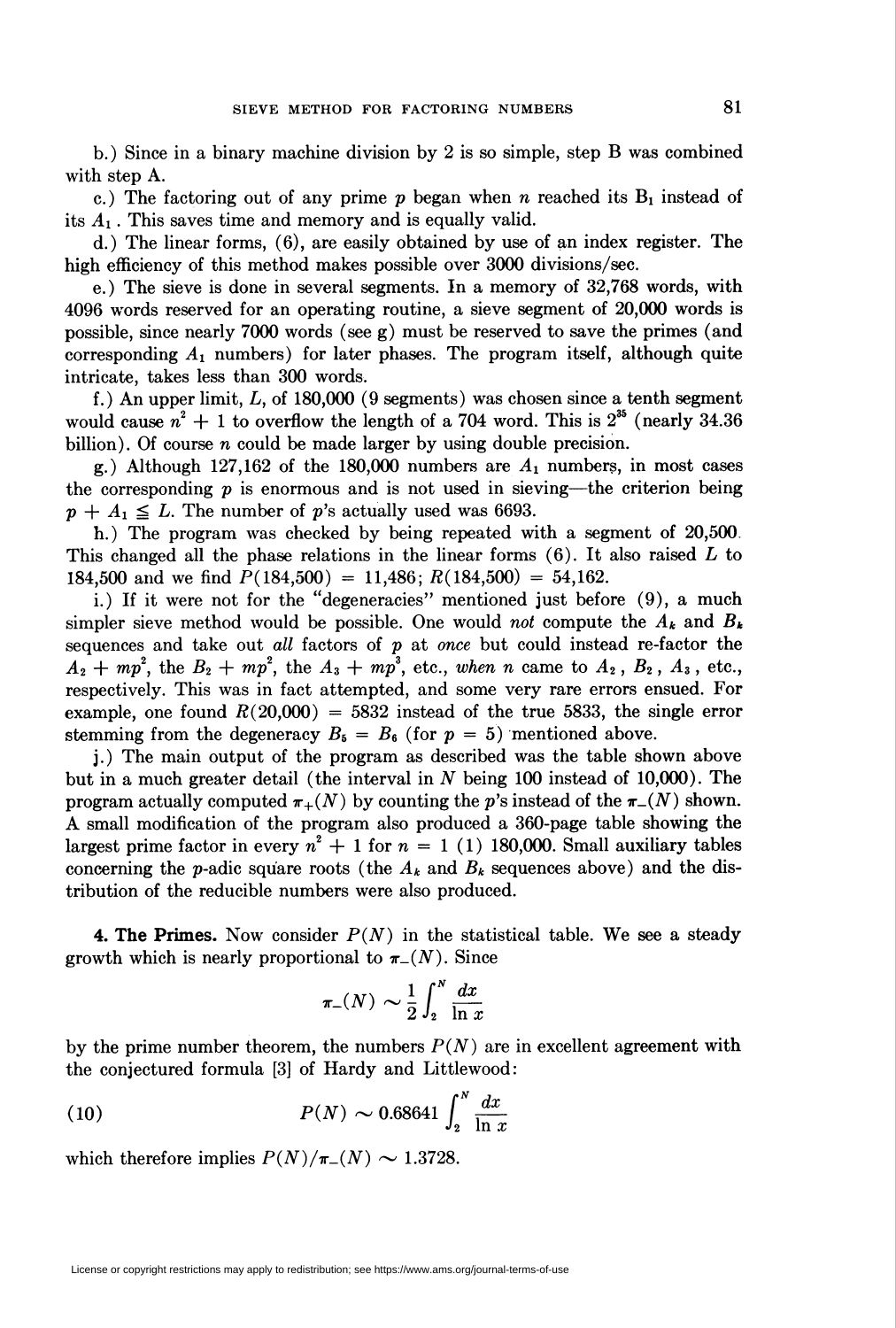b.) Since in a binary machine division by 2 is so simple, step B was combined with step A.

c.) The factoring out of any prime $p$ began when $n$ reached its $B_1$ instead of its $A_1$. This saves time and memory and is equally valid.

d.) The linear forms, (6), are easily obtained by use of an index register. The high efficiency of this method makes possible over 3000 divisions/sec.

e.) The sieve is done in several segments. In a memory of 32,768 words, with 4096 words reserved for an operating routine, a sieve segment of 20,000 words is possible, since nearly 7000 words (see g) must be reserved to save the primes (and corresponding $A_1$ numbers) for later phases. The program itself, although quite intricate, takes less than 300 words.

f.) An upper limit, $L$, of 180,000 (9 segments) was chosen since a tenth segment would cause $n^2 + 1$ to overflow the length of a 704 word. This is $2^{35}$ (nearly 34.36 billion). Of course $n$ could be made larger by using double precision.

g.) Although 127,162 of the 180,000 numbers are $A_1$ numbers, in most cases the corresponding $p$ is enormous and is not used in sieving—the criterion being $p + A_1 \leqq L$. The number of $p$'s actually used was 6693.

h.) The program was checked by being repeated with a segment of 20,500. This changed all the phase relations in the linear forms (6). It also raised $L$ to 184,500 and we find $P(184{,}500) = 11{,}486$; $R(184{,}500) = 54{,}162$.

i.) If it were not for the "degeneracies" mentioned just before (9), a much simpler sieve method would be possible. One would *not* compute the $A_k$ and $B_k$ sequences and take out *all* factors of $p$ at *once* but could instead re-factor the $A_2 + mp^2$, the $B_2 + mp^2$, the $A_3 + mp^3$, etc., *when* $n$ came to $A_2$, $B_2$, $A_3$, etc., respectively. This was in fact attempted, and some very rare errors ensued. For example, one found $R(20{,}000) = 5832$ instead of the true 5833, the single error stemming from the degeneracy $B_5 = B_6$ (for $p = 5$) mentioned above.

j.) The main output of the program as described was the table shown above but in a much greater detail (the interval in $N$ being 100 instead of 10,000). The program actually computed $\pi_+(N)$ by counting the $p$'s instead of the $\pi_-(N)$ shown. A small modification of the program also produced a 360-page table showing the largest prime factor in every $n^2 + 1$ for $n = 1\ (1)\ 180{,}000$. Small auxiliary tables concerning the $p$-adic square roots (the $A_k$ and $B_k$ sequences above) and the distribution of the reducible numbers were also produced.

**4. The Primes.** Now consider $P(N)$ in the statistical table. We see a steady growth which is nearly proportional to $\pi_-(N)$. Since

$$\pi_-(N) \sim \frac{1}{2}\int_2^N \frac{dx}{\ln x}$$

by the prime number theorem, the numbers $P(N)$ are in excellent agreement with the conjectured formula [3] of Hardy and Littlewood:

$$(10) \qquad P(N) \sim 0.68641 \int_2^N \frac{dx}{\ln x}$$

which therefore implies $P(N)/\pi_-(N) \sim 1.3728$.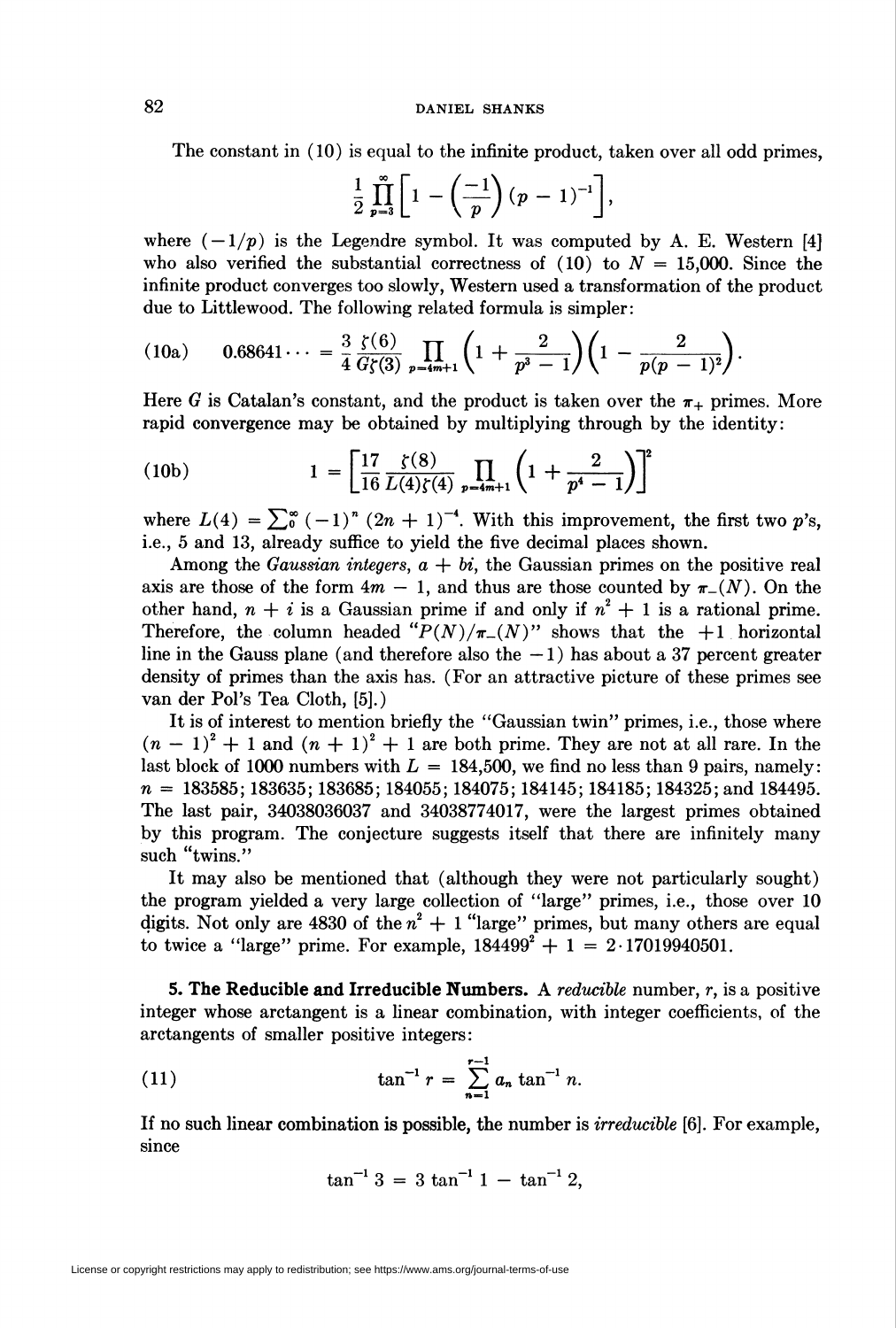The constant in (10) is equal to the infinite product, taken over all odd primes,

$$\frac{1}{2} \prod_{p=3}^{\infty} \left[ 1 - \left( \frac{-1}{p} \right) (p-1)^{-1} \right],$$

where $(-1/p)$ is the Legendre symbol. It was computed by A. E. Western [4] who also verified the substantial correctness of (10) to $N = 15{,}000$. Since the infinite product converges too slowly, Western used a transformation of the product due to Littlewood. The following related formula is simpler:

$$\text{(10a)} \qquad 0.68641 \cdots = \frac{3}{4} \frac{\zeta(6)}{G\zeta(3)} \prod_{p=4m+1} \left( 1 + \frac{2}{p^3 - 1} \right) \left( 1 - \frac{2}{p(p-1)^2} \right).$$

Here $G$ is Catalan's constant, and the product is taken over the $\pi_+$ primes. More rapid convergence may be obtained by multiplying through by the identity:

$$\text{(10b)} \qquad 1 = \left[ \frac{17}{16} \frac{\zeta(8)}{L(4)\zeta(4)} \prod_{p=4m+1} \left( 1 + \frac{2}{p^4 - 1} \right) \right]^2$$

where $L(4) = \sum_0^\infty (-1)^n (2n+1)^{-4}$. With this improvement, the first two $p$'s, i.e., 5 and 13, already suffice to yield the five decimal places shown.

Among the *Gaussian integers*, $a + bi$, the Gaussian primes on the positive real axis are those of the form $4m - 1$, and thus are those counted by $\pi_-(N)$. On the other hand, $n + i$ is a Gaussian prime if and only if $n^2 + 1$ is a rational prime. Therefore, the column headed "$P(N)/\pi_-(N)$" shows that the $+1$ horizontal line in the Gauss plane (and therefore also the $-1$) has about a 37 percent greater density of primes than the axis has. (For an attractive picture of these primes see van der Pol's Tea Cloth, [5].)

It is of interest to mention briefly the "Gaussian twin" primes, i.e., those where $(n-1)^2 + 1$ and $(n+1)^2 + 1$ are both prime. They are not at all rare. In the last block of 1000 numbers with $L = 184{,}500$, we find no less than 9 pairs, namely: $n = 183585; 183635; 183685; 184055; 184075; 184145; 184185; 184325;$ and $184495$. The last pair, 34038036037 and 34038774017, were the largest primes obtained by this program. The conjecture suggests itself that there are infinitely many such "twins."

It may also be mentioned that (although they were not particularly sought) the program yielded a very large collection of "large" primes, i.e., those over 10 digits. Not only are 4830 of the $n^2 + 1$ "large" primes, but many others are equal to twice a "large" prime. For example, $184499^2 + 1 = 2 \cdot 17019940501$.

**5. The Reducible and Irreducible Numbers.** A *reducible* number, $r$, is a positive integer whose arctangent is a linear combination, with integer coefficients, of the arctangents of smaller positive integers:

$$\text{(11)} \qquad \tan^{-1} r = \sum_{n=1}^{r-1} a_n \tan^{-1} n.$$

If no such linear combination is possible, the number is *irreducible* [6]. For example, since

$$\tan^{-1} 3 = 3 \tan^{-1} 1 - \tan^{-1} 2,$$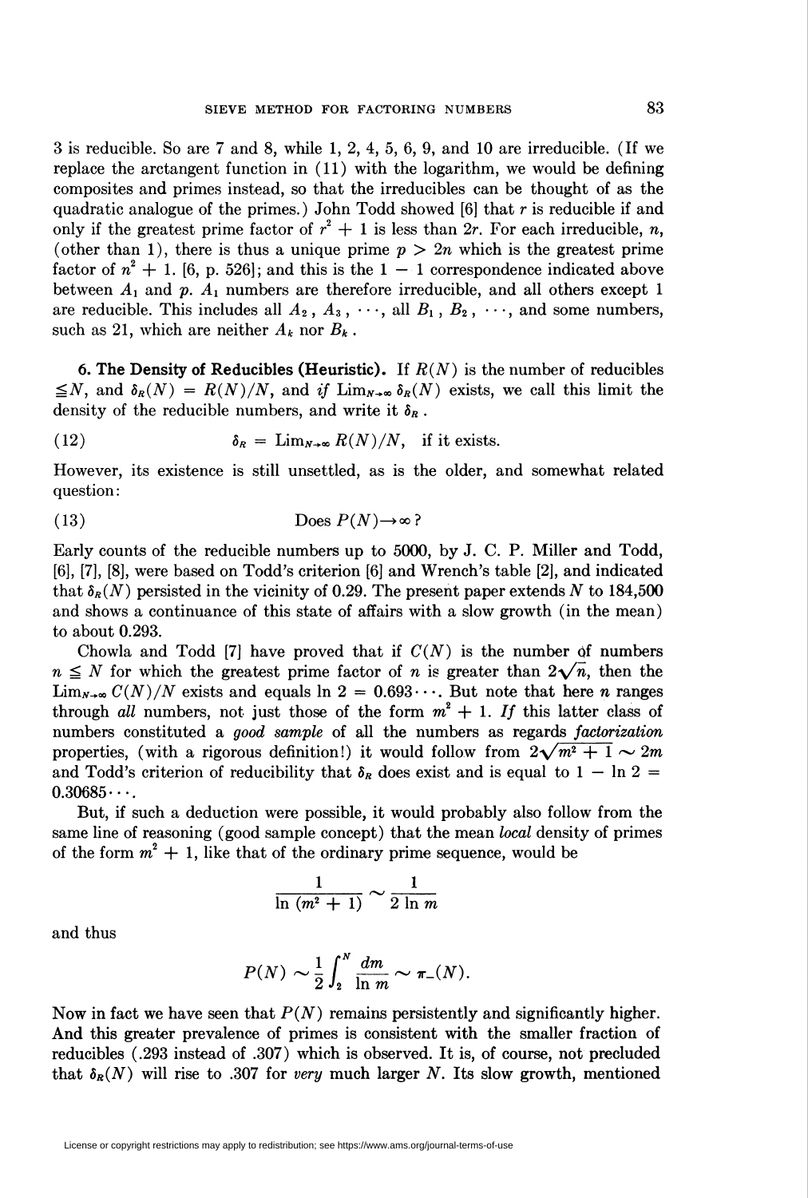3 is reducible. So are 7 and 8, while 1, 2, 4, 5, 6, 9, and 10 are irreducible. (If we replace the arctangent function in (11) with the logarithm, we would be defining composites and primes instead, so that the irreducibles can be thought of as the quadratic analogue of the primes.) John Todd showed [6] that $r$ is reducible if and only if the greatest prime factor of $r^2 + 1$ is less than $2r$. For each irreducible, $n$, (other than 1), there is thus a unique prime $p > 2n$ which is the greatest prime factor of $n^2 + 1$. [6, p. 526]; and this is the $1 - 1$ correspondence indicated above between $A_1$ and $p$. $A_1$ numbers are therefore irreducible, and all others except 1 are reducible. This includes all $A_2, A_3, \cdots$, all $B_1, B_2, \cdots$, and some numbers, such as 21, which are neither $A_k$ nor $B_k$.

**6. The Density of Reducibles (Heuristic).** If $R(N)$ is the number of reducibles $\leqq N$, and $\delta_R(N) = R(N)/N$, and *if* $\text{Lim}_{N\to\infty} \delta_R(N)$ exists, we call this limit the density of the reducible numbers, and write it $\delta_R$.

$$(12) \qquad \delta_R = \text{Lim}_{N\to\infty} R(N)/N, \quad \text{if it exists.}$$

However, its existence is still unsettled, as is the older, and somewhat related question:

$$(13) \qquad \text{Does } P(N) \to \infty\,?$$

Early counts of the reducible numbers up to 5000, by J. C. P. Miller and Todd, [6], [7], [8], were based on Todd's criterion [6] and Wrench's table [2], and indicated that $\delta_R(N)$ persisted in the vicinity of 0.29. The present paper extends $N$ to 184,500 and shows a continuance of this state of affairs with a slow growth (in the mean) to about 0.293.

Chowla and Todd [7] have proved that if $C(N)$ is the number of numbers $n \leqq N$ for which the greatest prime factor of $n$ is greater than $2\sqrt{n}$, then the $\text{Lim}_{N\to\infty} C(N)/N$ exists and equals $\ln 2 = 0.693\cdots$. But note that here $n$ ranges through *all* numbers, not just those of the form $m^2 + 1$. *If* this latter class of numbers constituted a *good sample* of all the numbers as regards *factorization* properties, (with a rigorous definition!) it would follow from $2\sqrt{m^2 + 1} \sim 2m$ and Todd's criterion of reducibility that $\delta_R$ does exist and is equal to $1 - \ln 2 = 0.30685\cdots$.

But, if such a deduction were possible, it would probably also follow from the same line of reasoning (good sample concept) that the mean *local* density of primes of the form $m^2 + 1$, like that of the ordinary prime sequence, would be

$$\frac{1}{\ln\,(m^2 + 1)} \sim \frac{1}{2 \ln m}$$

and thus

$$P(N) \sim \frac{1}{2} \int_2^N \frac{dm}{\ln m} \sim \pi_-(N).$$

Now in fact we have seen that $P(N)$ remains persistently and significantly higher. And this greater prevalence of primes is consistent with the smaller fraction of reducibles (.293 instead of .307) which is observed. It is, of course, not precluded that $\delta_R(N)$ will rise to .307 for *very* much larger $N$. Its slow growth, mentioned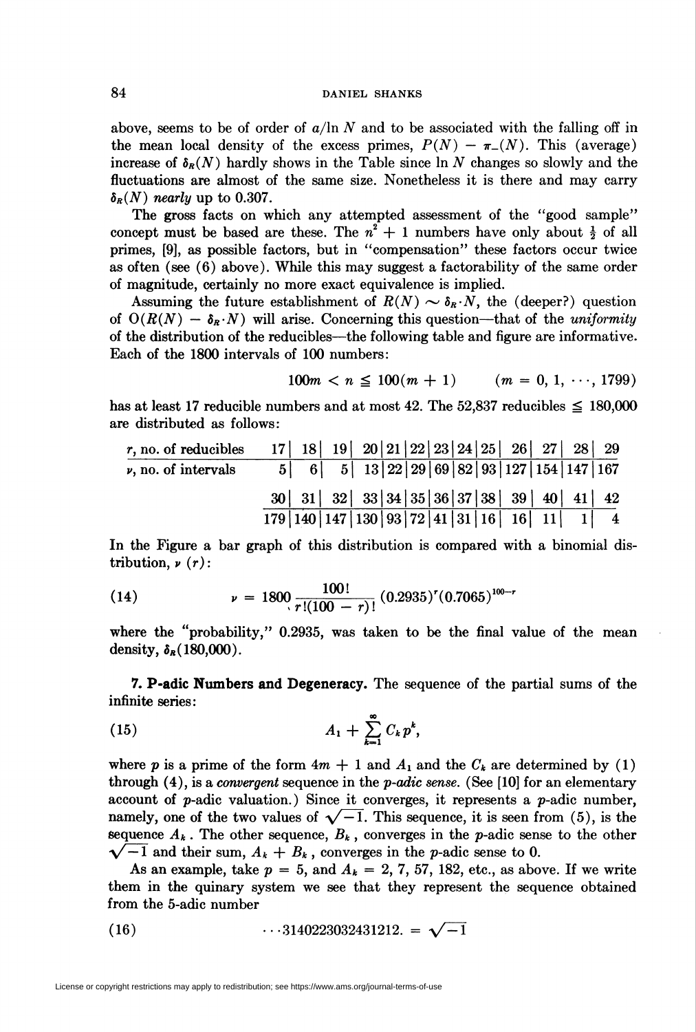above, seems to be of order of $a/\ln N$ and to be associated with the falling off in the mean local density of the excess primes, $P(N) - \pi_-(N)$. This (average) increase of $\delta_R(N)$ hardly shows in the Table since $\ln N$ changes so slowly and the fluctuations are almost of the same size. Nonetheless it is there and may carry $\delta_R(N)$ *nearly* up to 0.307.

The gross facts on which any attempted assessment of the "good sample" concept must be based are these. The $n^2 + 1$ numbers have only about $\frac{1}{2}$ of all primes, [9], as possible factors, but in "compensation" these factors occur twice as often (see (6) above). While this may suggest a factorability of the same order of magnitude, certainly no more exact equivalence is implied.

Assuming the future establishment of $R(N) \sim \delta_R \cdot N$, the (deeper?) question of $O(R(N) - \delta_R \cdot N)$ will arise. Concerning this question—that of the *uniformity* of the distribution of the reducibles—the following table and figure are informative. Each of the 1800 intervals of 100 numbers:

$$100m < n \leqq 100(m + 1) \qquad (m = 0, 1, \cdots, 1799)$$

has at least 17 reducible numbers and at most 42. The 52,837 reducibles $\leqq$ 180,000 are distributed as follows:

| $r$, no. of reducibles | 17 | 18 | 19 | 20 | 21 | 22 | 23 | 24 | 25 | 26 | 27 | 28 | 29 |
|---|---|---|---|---|---|---|---|---|---|---|---|---|---|
| $\nu$, no. of intervals | 5 | 6 | 5 | 13 | 22 | 29 | 69 | 82 | 93 | 127 | 154 | 147 | 167 |

| $r$, no. of reducibles | 30 | 31 | 32 | 33 | 34 | 35 | 36 | 37 | 38 | 39 | 40 | 41 | 42 |
|---|---|---|---|---|---|---|---|---|---|---|---|---|---|
| $\nu$, no. of intervals | 179 | 140 | 147 | 130 | 93 | 72 | 41 | 31 | 16 | 16 | 11 | 1 | 4 |

In the Figure a bar graph of this distribution is compared with a binomial distribution, $\nu\ (r)$:

$$\nu = 1800 \frac{100!}{r!(100 - r)!} (0.2935)^r (0.7065)^{100-r} \tag{14}$$

where the "probability," 0.2935, was taken to be the final value of the mean density, $\delta_R(180{,}000)$.

**7. P-adic Numbers and Degeneracy.** The sequence of the partial sums of the infinite series:

$$A_1 + \sum_{k=1}^{\infty} C_k p^k, \tag{15}$$

where $p$ is a prime of the form $4m + 1$ and $A_1$ and the $C_k$ are determined by (1) through (4), is a *convergent* sequence in the *p-adic sense.* (See [10] for an elementary account of $p$-adic valuation.) Since it converges, it represents a $p$-adic number, namely, one of the two values of $\sqrt{-1}$. This sequence, it is seen from (5), is the sequence $A_k$. The other sequence, $B_k$, converges in the $p$-adic sense to the other $\sqrt{-1}$ and their sum, $A_k + B_k$, converges in the $p$-adic sense to 0.

As an example, take $p = 5$, and $A_k = 2, 7, 57, 182$, etc., as above. If we write them in the quinary system we see that they represent the sequence obtained from the 5-adic number

$$\cdots 3140223032431212. = \sqrt{-1} \tag{16}$$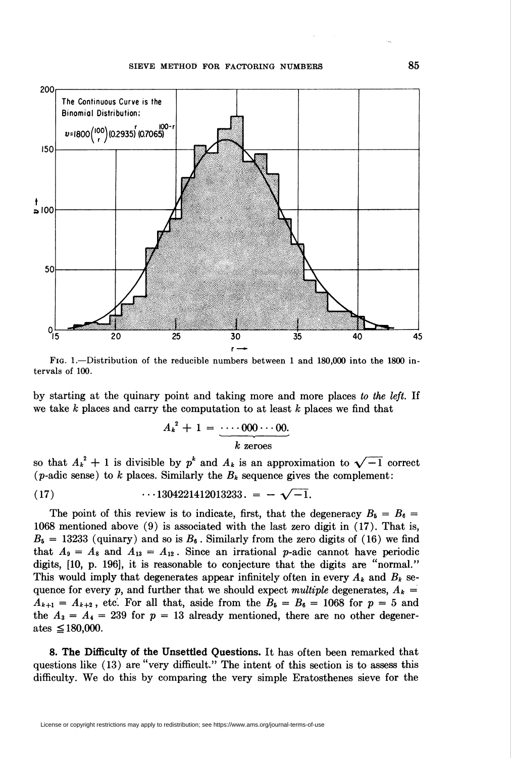FIG. 1.—Distribution of the reducible numbers between 1 and 180,000 into the 1800 intervals of 100.

by starting at the quinary point and taking more and more places *to the left*. If we take $k$ places and carry the computation to at least $k$ places we find that

$$A_k^2 + 1 = \underbrace{\cdots\cdot 000 \cdots 00.}_{k \text{ zeroes}}$$

so that $A_k^2 + 1$ is divisible by $p^k$ and $A_k$ is an approximation to $\sqrt{-1}$ correct ($p$-adic sense) to $k$ places. Similarly the $B_k$ sequence gives the complement:

$$(17) \qquad \cdots 1304221412013233. = -\sqrt{-1}.$$

The point of this review is to indicate, first, that the degeneracy $B_5 = B_6 = 1068$ mentioned above (9) is associated with the last zero digit in (17). That is, $B_5 = 13233$ (quinary) and so is $B_6$. Similarly from the zero digits of (16) we find that $A_9 = A_8$ and $A_{13} = A_{12}$. Since an irrational $p$-adic cannot have periodic digits, [10, p. 196], it is reasonable to conjecture that the digits are "normal." This would imply that degenerates appear infinitely often in every $A_k$ and $B_k$ sequence for every $p$, and further that we should expect *multiple* degenerates, $A_k = A_{k+1} = A_{k+2}$, etc. For all that, aside from the $B_5 = B_6 = 1068$ for $p = 5$ and the $A_3 = A_4 = 239$ for $p = 13$ already mentioned, there are no other degenerates $\leqq 180{,}000$.

**8. The Difficulty of the Unsettled Questions.** It has often been remarked that questions like (13) are "very difficult." The intent of this section is to assess this difficulty. We do this by comparing the very simple Eratosthenes sieve for the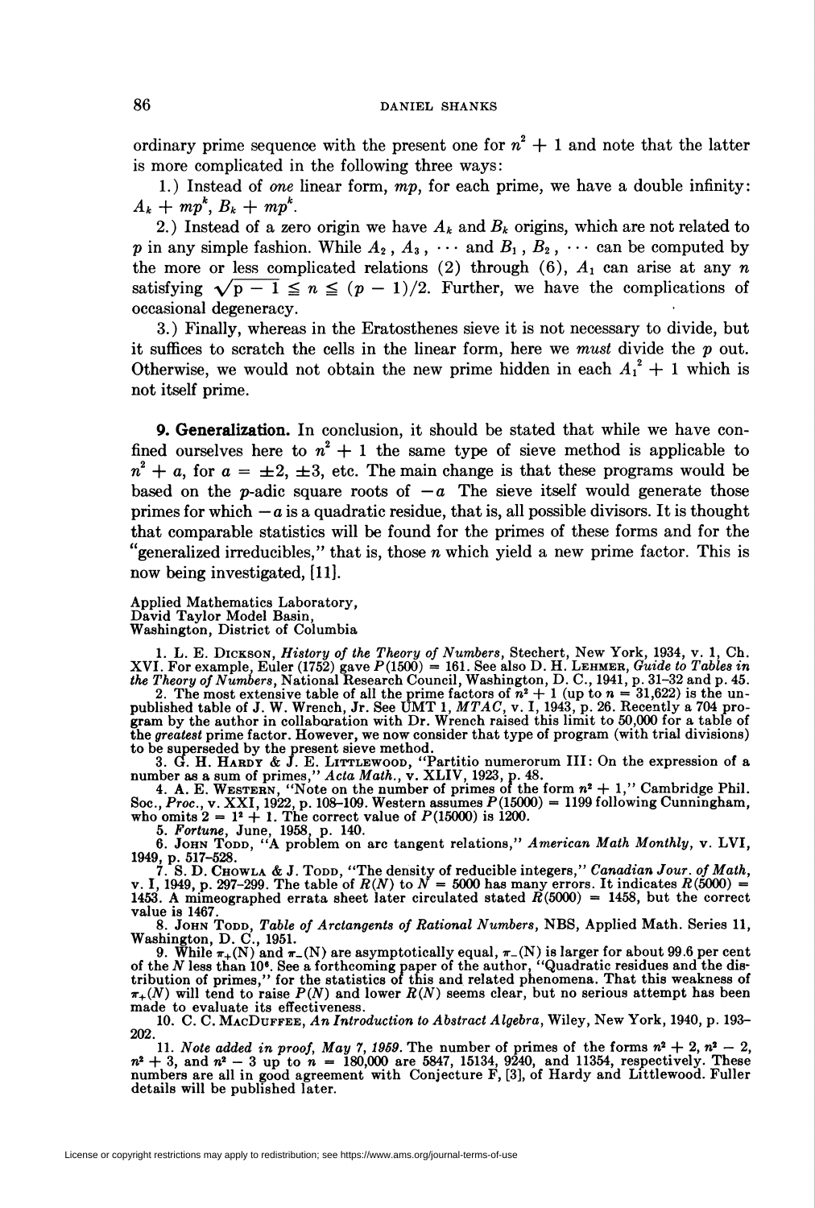ordinary prime sequence with the present one for $n^2 + 1$ and note that the latter is more complicated in the following three ways:

1.) Instead of *one* linear form, $mp$, for each prime, we have a double infinity: $A_k + mp^k$, $B_k + mp^k$.

2.) Instead of a zero origin we have $A_k$ and $B_k$ origins, which are not related to $p$ in any simple fashion. While $A_2, A_3, \cdots$ and $B_1, B_2, \cdots$ can be computed by the more or less complicated relations (2) through (6), $A_1$ can arise at any $n$ satisfying $\sqrt{p-1} \leqq n \leqq (p-1)/2$. Further, we have the complications of occasional degeneracy.

3.) Finally, whereas in the Eratosthenes sieve it is not necessary to divide, but it suffices to scratch the cells in the linear form, here we *must* divide the $p$ out. Otherwise, we would not obtain the new prime hidden in each $A_1^2 + 1$ which is not itself prime.

**9. Generalization.** In conclusion, it should be stated that while we have confined ourselves here to $n^2 + 1$ the same type of sieve method is applicable to $n^2 + a$, for $a = \pm 2, \pm 3$, etc. The main change is that these programs would be based on the $p$-adic square roots of $-a$ The sieve itself would generate those primes for which $-a$ is a quadratic residue, that is, all possible divisors. It is thought that comparable statistics will be found for the primes of these forms and for the "generalized irreducibles," that is, those $n$ which yield a new prime factor. This is now being investigated, [11].

Applied Mathematics Laboratory,
David Taylor Model Basin,
Washington, District of Columbia

1. L. E. Dickson, *History of the Theory of Numbers*, Stechert, New York, 1934, v. 1, Ch. XVI. For example, Euler (1752) gave $P(1500) = 161$. See also D. H. Lehmer, *Guide to Tables in the Theory of Numbers*, National Research Council, Washington, D. C., 1941, p. 31–32 and p. 45.
2. The most extensive table of all the prime factors of $n^2 + 1$ (up to $n = 31,622$) is the unpublished table of J. W. Wrench, Jr. See UMT 1, *MTAC*, v. I, 1943, p. 26. Recently a 704 program by the author in collaboration with Dr. Wrench raised this limit to 50,000 for a table of the *greatest* prime factor. However, we now consider that type of program (with trial divisions) to be superseded by the present sieve method.
3. G. H. Hardy & J. E. Littlewood, "Partitio numerorum III: On the expression of a number as a sum of primes," *Acta Math.*, v. XLIV, 1923, p. 48.
4. A. E. Western, "Note on the number of primes of the form $n^2 + 1$," Cambridge Phil. Soc., *Proc.*, v. XXI, 1922, p. 108–109. Western assumes $P(15000) = 1199$ following Cunningham, who omits $2 = 1^2 + 1$. The correct value of $P(15000)$ is 1200.
5. *Fortune*, June, 1958, p. 140.
6. John Todd, "A problem on arc tangent relations," *American Math Monthly*, v. LVI, 1949, p. 517–528.
7. S. D. Chowla & J. Todd, "The density of reducible integers," *Canadian Jour. of Math*, v. I, 1949, p. 297–299. The table of $R(N)$ to $N = 5000$ has many errors. It indicates $R(5000) = 1453$. A mimeographed errata sheet later circulated stated $R(5000) = 1458$, but the correct value is 1467.
8. John Todd, *Table of Arctangents of Rational Numbers*, NBS, Applied Math. Series 11, Washington, D. C., 1951.
9. While $\pi_+(N)$ and $\pi_-(N)$ are asymptotically equal, $\pi_-(N)$ is larger for about 99.6 per cent of the $N$ less than $10^6$. See a forthcoming paper of the author, "Quadratic residues and the distribution of primes," for the statistics of this and related phenomena. That this weakness of $\pi_+(N)$ will tend to raise $P(N)$ and lower $R(N)$ seems clear, but no serious attempt has been made to evaluate its effectiveness.
10. C. C. MacDuffee, *An Introduction to Abstract Algebra*, Wiley, New York, 1940, p. 193–202.
11. *Note added in proof, May 7, 1959.* The number of primes of the forms $n^2 + 2$, $n^2 - 2$, $n^2 + 3$, and $n^2 - 3$ up to $n = 180,000$ are 5847, 15134, 9240, and 11354, respectively. These numbers are all in good agreement with Conjecture F, [3], of Hardy and Littlewood. Fuller details will be published later.